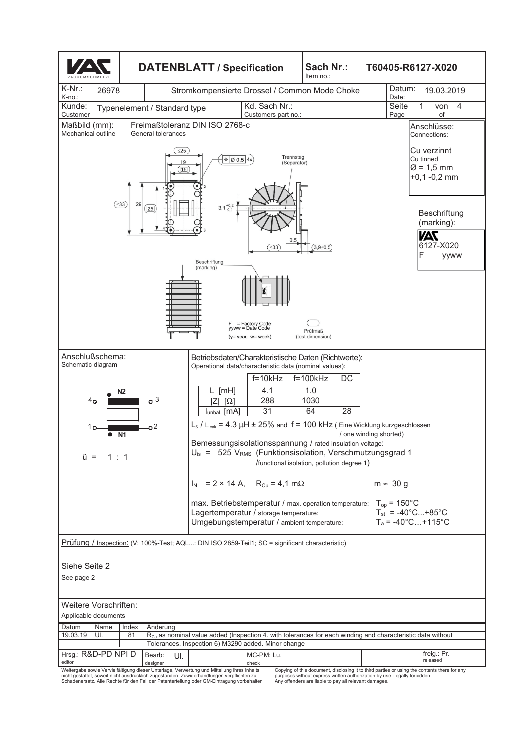# DATENBLATT / Specification

**Sach Nr.:** T60405-R6127-X020
Item no.:

K-Nr.: 26978
K-no.:

Stromkompensierte Drossel / Common Mode Choke

Datum: 19.03.2019
Date:

Kunde: Typenelement / Standard type
Customer

Kd. Sach Nr.:
Customers part no.:

## Maßbild (mm):
Mechanical outline

Freimaßtoleranz DIN ISO 2768-c
General tolerances

(≤25), 19, (15), ⊕ Ø 0,5 4x, Trennsteg (Separator), (≤33), 29, (25), $3{,}1^{+0{,}2}_{-0{,}1}$, 0,5, (≤33), (3,9±0,5)

Beschriftung (marking)

F = Factory Code
yyww = Date Code
(y= year, w= week)

Prüfmaß (test dimension)

**Anschlüsse:**
Connections:

Cu verzinnt
Cu tinned
Ø = 1,5 mm
+0,1 -0,2 mm

**Beschriftung (marking):**

VAC
6127-X020
F yyww

## Anschlußschema:
Schematic diagram

N2: 4 — 3
N1: 1 — 2

ü = 1 : 1

## Betriebsdaten/Charakteristische Daten (Richtwerte):
Operational data/characteristic data (nominal values):

| | f=10kHz | f=100kHz | DC |
|---|---|---|---|
| L [mH] | 4.1 | 1.0 | |
| \|Z\| [Ω] | 288 | 1030 | |
| $I_{unbal.}$ [mA] | 31 | 64 | 28 |

$L_s$ / $L_{leak}$ = 4.3 µH ± 25% and f = 100 kHz ( Eine Wicklung kurzgeschlossen / one winding shorted)

Bemessungsisolationsspannung / rated insulation voltage:
$U_{is}$ = 525 $V_{RMS}$ (Funktionsisolation, Verschmutzungsgrad 1 /functional isolation, pollution degree 1)

$I_N$ = 2 × 14 A, $R_{Cu}$ = 4,1 mΩ    m ≈ 30 g

max. Betriebstemperatur / max. operation temperature: $T_{op}$ = 150°C
Lagertemperatur / storage temperature: $T_{st}$ = -40°C...+85°C
Umgebungstemperatur / ambient temperature: $T_a$ = -40°C…+115°C

## Prüfung / Inspection:
(V: 100%-Test; AQL...: DIN ISO 2859-Teil1; SC = significant characteristic)

Siehe Seite 2
See page 2

## Weitere Vorschriften:
Applicable documents

| Datum | Name | Index | Änderung |
|---|---|---|---|
| 19.03.19 | Ul. | 81 | $R_{Cu}$ as nominal value added (Inspection 4. with tolerances for each winding and characteristic data without Tolerances. Inspection 6) M3290 added. Minor change |

| Hrsg.: R&D-PD NPI D (editor) | Bearb.: Ul. (designer) | MC-PM: Lu. (check) | freig.: Pr. (released) |
|---|---|---|---|

Weitergabe sowie Vervielfältigung dieser Unterlage, Verwertung und Mitteilung ihres Inhalts nicht gestattet, soweit nicht ausdrücklich zugestanden. Zuwiderhandlungen verpflichten zu Schadenersatz. Alle Rechte für den Fall der Patenterteilung oder GM-Eintragung vorbehalten

Copying of this document, disclosing it to third parties or using the contents there for any purposes without express written authorization by use illegally forbidden. Any offenders are liable to pay all relevant damages.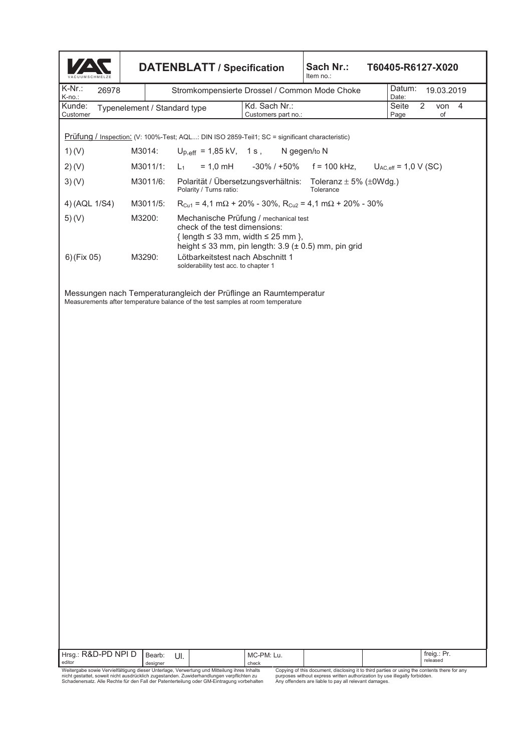| VAC VACUUMSCHMELZE | DATENBLATT / Specification | Sach Nr.: Item no.: | T60405-R6127-X020 |
|---|---|---|---|
| K-Nr.: K-no.: 26978 | Stromkompensierte Drossel / Common Mode Choke | Datum: Date: | 19.03.2019 |
| Kunde: Customer: Typenelement / Standard type | Kd. Sach Nr.: Customers part no.: | Seite Page | 2 von of 4 |

Prüfung / Inspection: (V: 100%-Test; AQL...: DIN ISO 2859-Teil1; SC = significant characteristic)

| | | |
|---|---|---|
| 1) (V) | M3014: | $U_{p,eff}$ = 1,85 kV, 1 s, N gegen/to N |
| 2) (V) | M3011/1: | $L_1$ = 1,0 mH -30% / +50% f = 100 kHz, $U_{AC,eff}$ = 1,0 V (SC) |
| 3) (V) | M3011/6: | Polarität / Übersetzungsverhältnis: Polarity / Turns ratio: Toleranz ± 5% (±0Wdg.) Tolerance |
| 4) (AQL 1/S4) | M3011/5: | $R_{Cu1}$ = 4,1 mΩ + 20% - 30%, $R_{Cu2}$ = 4,1 mΩ + 20% - 30% |
| 5) (V) | M3200: | Mechanische Prüfung / mechanical test<br>check of the test dimensions:<br>{ length ≤ 33 mm, width ≤ 25 mm },<br>height ≤ 33 mm, pin length: 3.9 (± 0.5) mm, pin grid |
| 6) (Fix 05) | M3290: | Lötbarkeitstest nach Abschnitt 1<br>solderability test acc. to chapter 1 |

Messungen nach Temperaturangleich der Prüflinge an Raumtemperatur
Measurements after temperature balance of the test samples at room temperature

| Hrsg.: editor R&D-PD NPI D | Bearb: designer Ul. | MC-PM: check Lu. | freig.: released Pr. |
|---|---|---|---|

Weitergabe sowie Vervielfältigung dieser Unterlage, Verwertung und Mitteilung ihres Inhalts nicht gestattet, soweit nicht ausdrücklich zugestanden. Zuwiderhandlungen verpflichten zu Schadenersatz. Alle Rechte für den Fall der Patenterteilung oder GM-Eintragung vorbehalten

Copying of this document, disclosing it to third parties or using the contents there for any purposes without express written authorization by use illegally forbidden. Any offenders are liable to pay all relevant damages.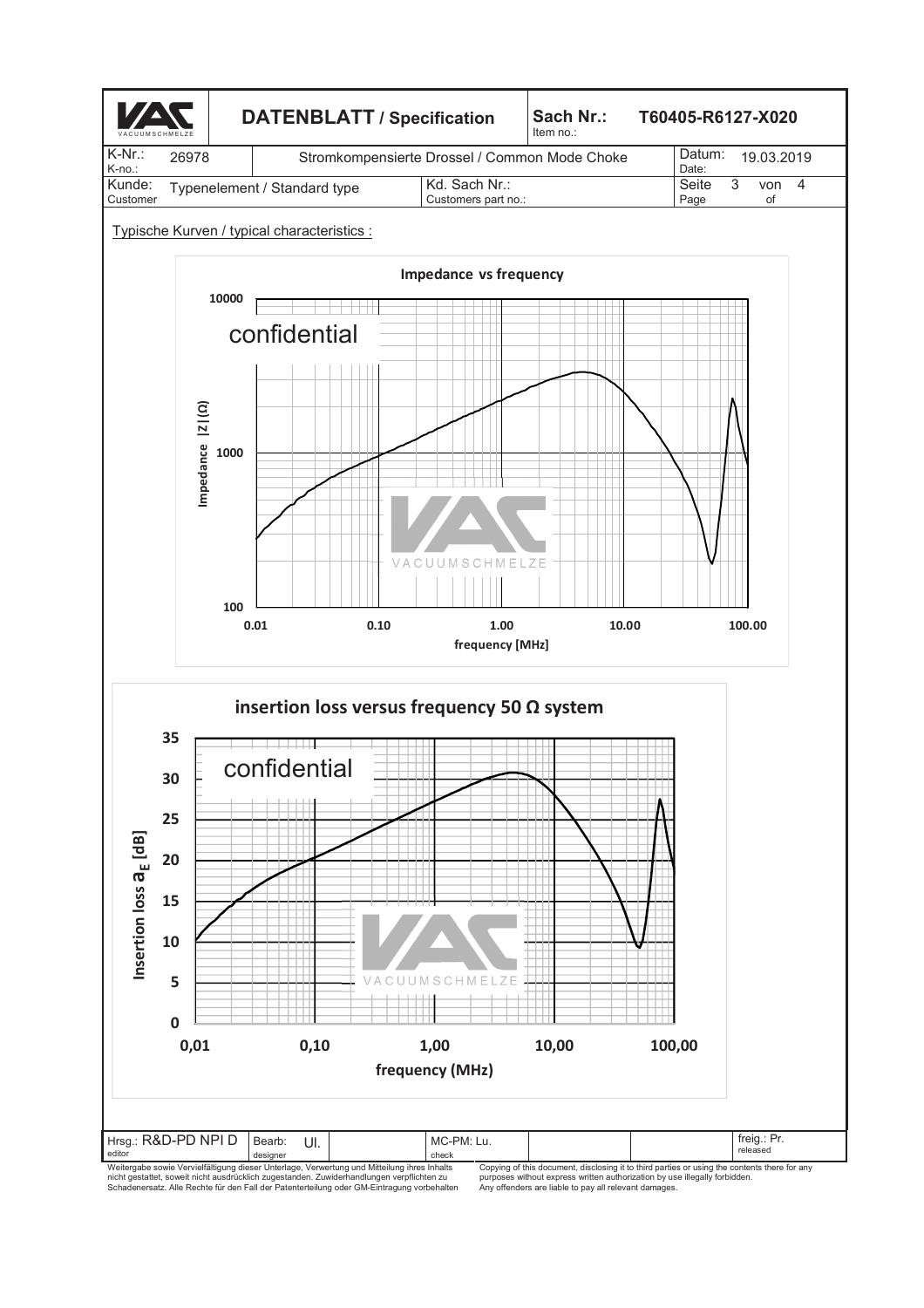| DATENBLATT / Specification | Sach Nr.: Item no.: | T60405-R6127-X020 |
|---|---|---|
| K-Nr.: K-no.: 26978 | Stromkompensierte Drossel / Common Mode Choke | Datum: Date: 19.03.2019 |
| Kunde: Customer: Typenelement / Standard type | Kd. Sach Nr.: Customers part no.: | Seite 3 von 4 Page of |

Typische Kurven / typical characteristics :

**Impedance vs frequency**

confidential

Impedance |Z|(Ω): 100, 1000, 10000

frequency [MHz]: 0.01, 0.10, 1.00, 10.00, 100.00

**insertion loss versus frequency 50 Ω system**

confidential

Insertion loss $a_E$ [dB]: 0, 5, 10, 15, 20, 25, 30, 35

frequency (MHz): 0,01, 0,10, 1,00, 10,00, 100,00

| Hrsg.: R&D-PD NPI D editor | Bearb.: Ul. designer | | MC-PM: Lu. check | | | freig.: Pr. released |
|---|---|---|---|---|---|---|

Weitergabe sowie Vervielfältigung dieser Unterlage, Verwertung und Mitteilung ihres Inhalts nicht gestattet, soweit nicht ausdrücklich zugestanden. Zuwiderhandlungen verpflichten zu Schadenersatz. Alle Rechte für den Fall der Patenterteilung oder GM-Eintragung vorbehalten

Copying of this document, disclosing it to third parties or using the contents there for any purposes without express written authorization by use illegally forbidden. Any offenders are liable to pay all relevant damages.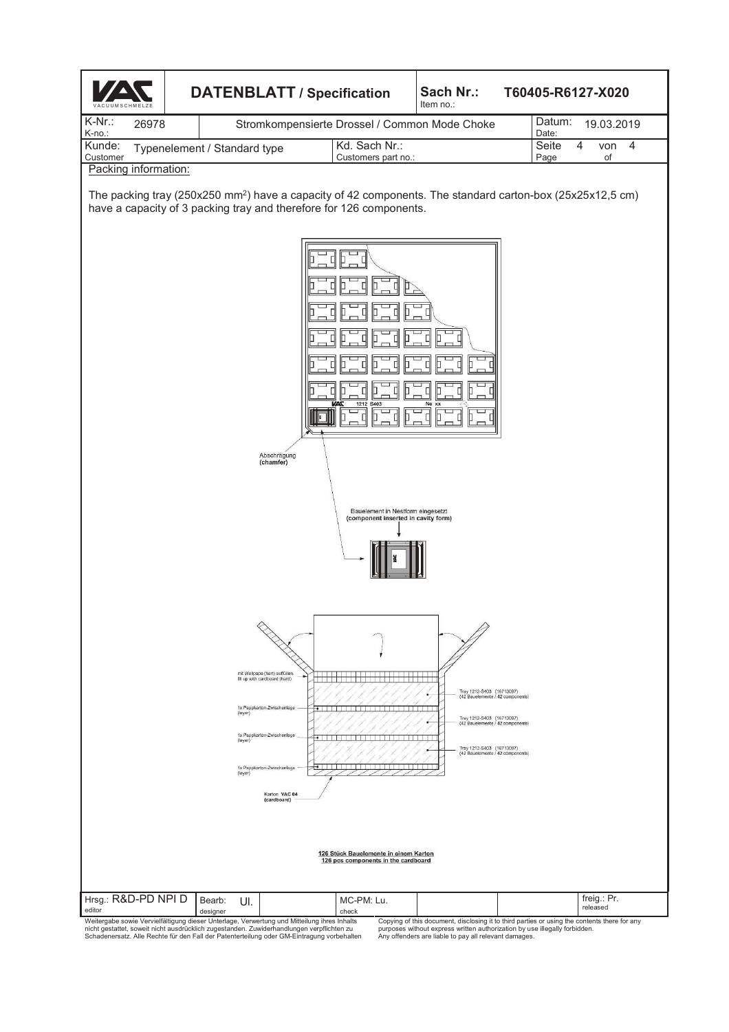| DATENBLATT / Specification | | Sach Nr.: Item no.: | T60405-R6127-X020 |
|---|---|---|---|
| K-Nr.: K-no.: 26978 | Stromkompensierte Drossel / Common Mode Choke | | Datum: Date: 19.03.2019 |
| Kunde: Customer | Typenelement / Standard type | Kd. Sach Nr.: Customers part no.: | Seite 4 von 4 Page of |

Packing information:

The packing tray (250x250 mm²) have a capacity of 42 components. The standard carton-box (25x25x12,5 cm) have a capacity of 3 packing tray and therefore for 126 components.

VAC 1212 S403 Nr. xx

Abschrägung (chamfer)

Bauelement in Nestform eingesetzt (component inserted in cavity form)

mit Wellpape (hart) auffüllen. fill up with cardboard (hard)

1x Pappkarton-Zwischenlage (layer)

1x Pappkarton-Zwischenlage (layer)

1x Pappkarton-Zwischenlage (layer)

Karton VAC 64 (cardboard)

Tray 1212-S403 (16713097) (42 Bauelemente / 42 components)

Tray 1212-S403 (16713097) (42 Bauelemente / 42 components)

Tray 1212-S403 (16713097) (42 Bauelemente / 42 components)

126 Stück Bauelemente in einem Karton
126 pcs components in the cardboard

| Hrsg.: editor | R&D-PD NPI D | Bearb.: designer | Ul. | MC-PM: check | Lu. | freig.: released | Pr. |
|---|---|---|---|---|---|---|---|

Weitergabe sowie Vervielfältigung dieser Unterlage, Verwertung und Mitteilung ihres Inhalts nicht gestattet, soweit nicht ausdrücklich zugestanden. Zuwiderhandlungen verpflichten zu Schadenersatz. Alle Rechte für den Fall der Patenterteilung oder GM-Eintragung vorbehalten

Copying of this document, disclosing it to third parties or using the contents there for any purposes without express written authorization by use illegally forbidden. Any offenders are liable to pay all relevant damages.